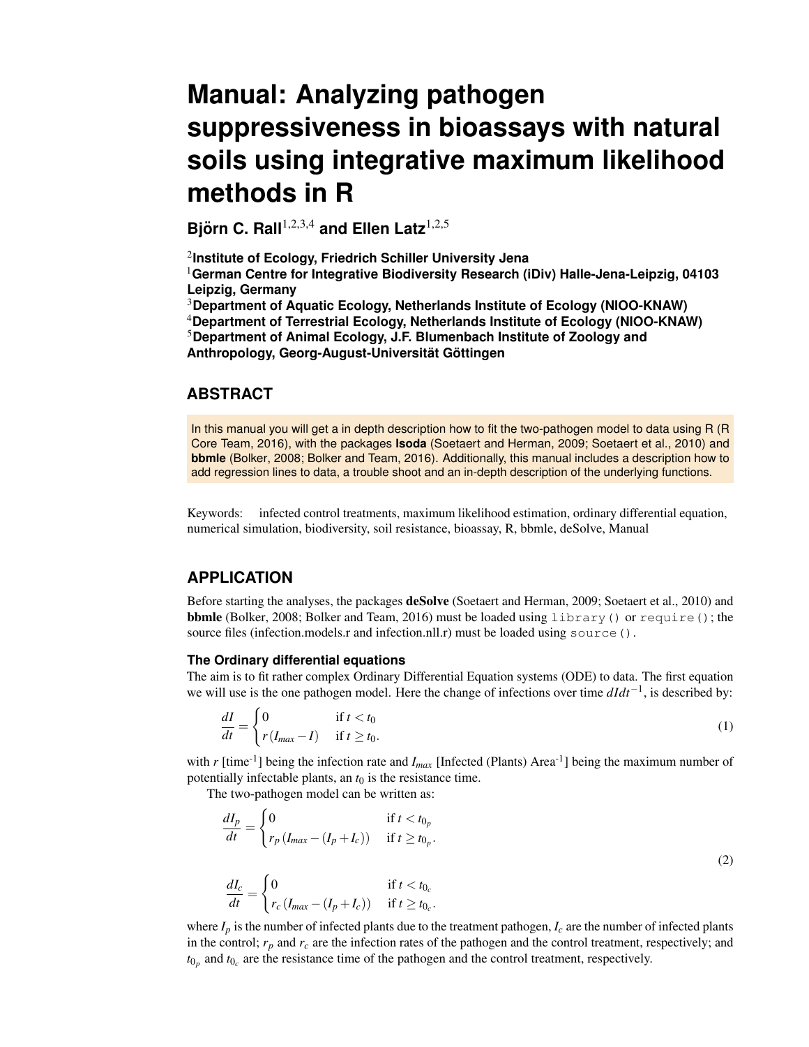# Manual: Analyzing pathogen suppressiveness in bioassays with natural soils using integrative maximum likelihood methods in R

**Björn C. Rall[1,2,3,4] and Ellen Latz[1,2,5]**

[2]**Institute of Ecology, Friedrich Schiller University Jena**
[1]**German Centre for Integrative Biodiversity Research (iDiv) Halle-Jena-Leipzig, 04103 Leipzig, Germany**
[3]**Department of Aquatic Ecology, Netherlands Institute of Ecology (NIOO-KNAW)**
[4]**Department of Terrestrial Ecology, Netherlands Institute of Ecology (NIOO-KNAW)**
[5]**Department of Animal Ecology, J.F. Blumenbach Institute of Zoology and Anthropology, Georg-August-Universität Göttingen**

## ABSTRACT

In this manual you will get a in depth description how to fit the two-pathogen model to data using R (R Core Team, 2016), with the packages **lsoda** (Soetaert and Herman, 2009; Soetaert et al., 2010) and **bbmle** (Bolker, 2008; Bolker and Team, 2016). Additionally, this manual includes a description how to add regression lines to data, a trouble shoot and an in-depth description of the underlying functions.

Keywords: infected control treatments, maximum likelihood estimation, ordinary differential equation, numerical simulation, biodiversity, soil resistance, bioassay, R, bbmle, deSolve, Manual

## APPLICATION

Before starting the analyses, the packages **deSolve** (Soetaert and Herman, 2009; Soetaert et al., 2010) and **bbmle** (Bolker, 2008; Bolker and Team, 2016) must be loaded using `library()` or `require()`; the source files (infection.models.r and infection.nll.r) must be loaded using `source()`.

### The Ordinary differential equations

The aim is to fit rather complex Ordinary Differential Equation systems (ODE) to data. The first equation we will use is the one pathogen model. Here the change of infections over time $dIdt^{-1}$, is described by:

$$\frac{dI}{dt} = \begin{cases} 0 & \text{if } t < t_0 \\ r\left(I_{max} - I\right) & \text{if } t \geq t_0. \end{cases} \tag{1}$$

with $r$ [time$^{-1}$] being the infection rate and $I_{max}$ [Infected (Plants) Area$^{-1}$] being the maximum number of potentially infectable plants, an $t_0$ is the resistance time.

The two-pathogen model can be written as:

$$\frac{dI_p}{dt} = \begin{cases} 0 & \text{if } t < t_{0_p} \\ r_p\left(I_{max} - (I_p + I_c)\right) & \text{if } t \geq t_{0_p}. \end{cases}$$

$$\frac{dI_c}{dt} = \begin{cases} 0 & \text{if } t < t_{0_c} \\ r_c\left(I_{max} - (I_p + I_c)\right) & \text{if } t \geq t_{0_c}. \end{cases} \tag{2}$$

where $I_p$ is the number of infected plants due to the treatment pathogen, $I_c$ are the number of infected plants in the control; $r_p$ and $r_c$ are the infection rates of the pathogen and the control treatment, respectively; and $t_{0_p}$ and $t_{0_c}$ are the resistance time of the pathogen and the control treatment, respectively.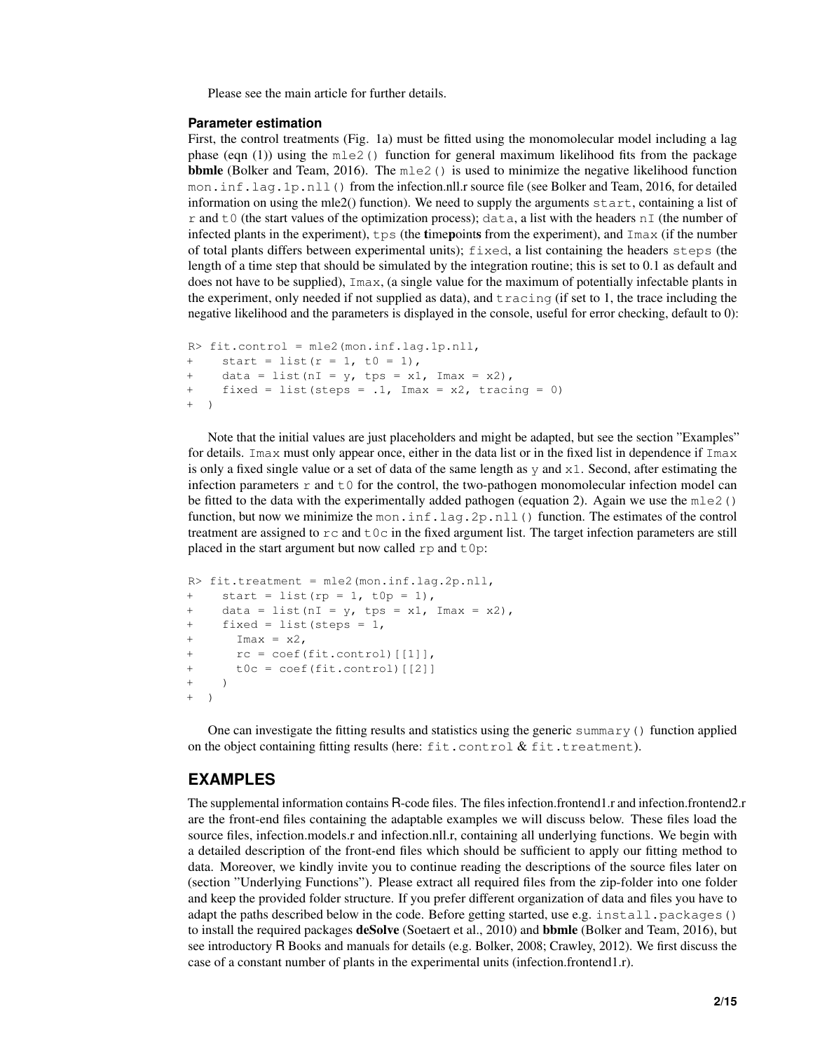Please see the main article for further details.

### Parameter estimation

First, the control treatments (Fig. 1a) must be fitted using the monomolecular model including a lag phase (eqn (1)) using the `mle2()` function for general maximum likelihood fits from the package **bbmle** (Bolker and Team, 2016). The `mle2()` is used to minimize the negative likelihood function `mon.inf.lag.1p.nll()` from the infection.nll.r source file (see Bolker and Team, 2016, for detailed information on using the mle2() function). We need to supply the arguments `start`, containing a list of `r` and `t0` (the start values of the optimization process); `data`, a list with the headers `nI` (the number of infected plants in the experiment), `tps` (the **t**ime**p**oint**s** from the experiment), and `Imax` (if the number of total plants differs between experimental units); `fixed`, a list containing the headers `steps` (the length of a time step that should be simulated by the integration routine; this is set to 0.1 as default and does not have to be supplied), `Imax`, (a single value for the maximum of potentially infectable plants in the experiment, only needed if not supplied as data), and `tracing` (if set to 1, the trace including the negative likelihood and the parameters is displayed in the console, useful for error checking, default to 0):

```
R> fit.control = mle2(mon.inf.lag.1p.nll,
+    start = list(r = 1, t0 = 1),
+    data = list(nI = y, tps = x1, Imax = x2),
+    fixed = list(steps = .1, Imax = x2, tracing = 0)
+  )
```

Note that the initial values are just placeholders and might be adapted, but see the section "Examples" for details. `Imax` must only appear once, either in the data list or in the fixed list in dependence if `Imax` is only a fixed single value or a set of data of the same length as `y` and `x1`. Second, after estimating the infection parameters `r` and `t0` for the control, the two-pathogen monomolecular infection model can be fitted to the data with the experimentally added pathogen (equation 2). Again we use the `mle2()` function, but now we minimize the `mon.inf.lag.2p.nll()` function. The estimates of the control treatment are assigned to `rc` and `t0c` in the fixed argument list. The target infection parameters are still placed in the start argument but now called `rp` and `t0p`:

```
R> fit.treatment = mle2(mon.inf.lag.2p.nll,
+    start = list(rp = 1, t0p = 1),
+    data = list(nI = y, tps = x1, Imax = x2),
+    fixed = list(steps = 1,
+      Imax = x2,
+      rc = coef(fit.control)[[1]],
+      t0c = coef(fit.control)[[2]]
+    )
+  )
```

One can investigate the fitting results and statistics using the generic `summary()` function applied on the object containing fitting results (here: `fit.control` & `fit.treatment`).

## EXAMPLES

The supplemental information contains R-code files. The files infection.frontend1.r and infection.frontend2.r are the front-end files containing the adaptable examples we will discuss below. These files load the source files, infection.models.r and infection.nll.r, containing all underlying functions. We begin with a detailed description of the front-end files which should be sufficient to apply our fitting method to data. Moreover, we kindly invite you to continue reading the descriptions of the source files later on (section "Underlying Functions"). Please extract all required files from the zip-folder into one folder and keep the provided folder structure. If you prefer different organization of data and files you have to adapt the paths described below in the code. Before getting started, use e.g. `install.packages()` to install the required packages **deSolve** (Soetaert et al., 2010) and **bbmle** (Bolker and Team, 2016), but see introductory R Books and manuals for details (e.g. Bolker, 2008; Crawley, 2012). We first discuss the case of a constant number of plants in the experimental units (infection.frontend1.r).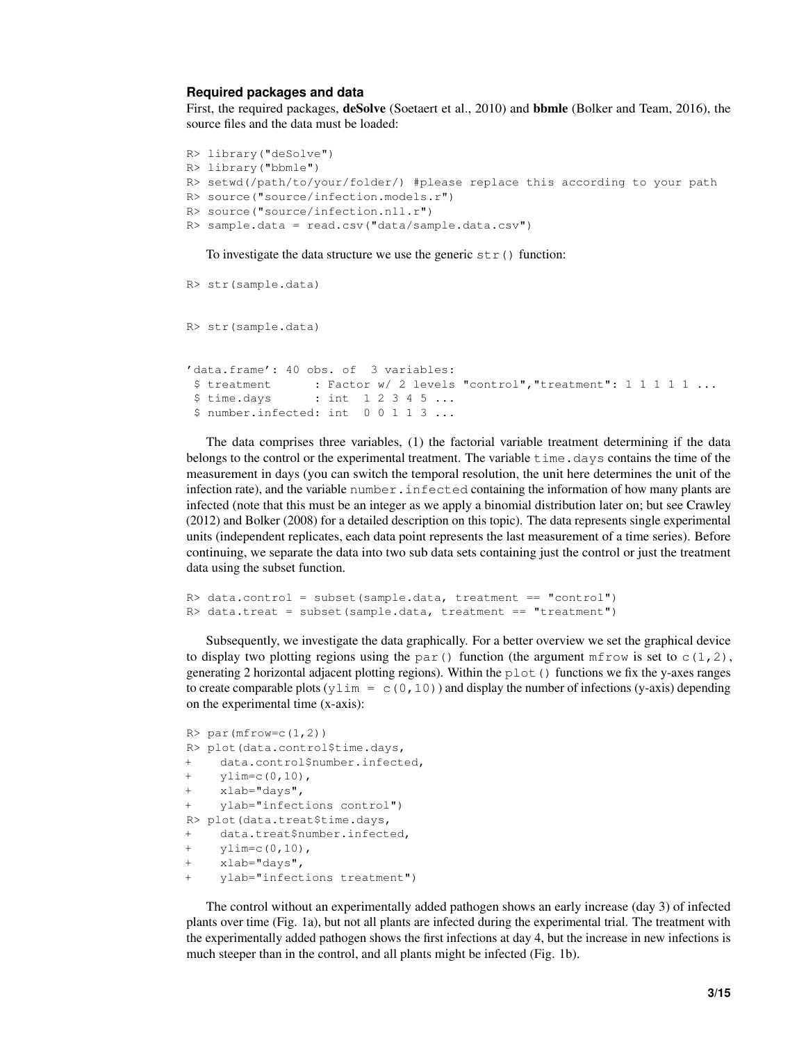### Required packages and data

First, the required packages, **deSolve** (Soetaert et al., 2010) and **bbmle** (Bolker and Team, 2016), the source files and the data must be loaded:

```
R> library("deSolve")
R> library("bbmle")
R> setwd(/path/to/your/folder/) #please replace this according to your path
R> source("source/infection.models.r")
R> source("source/infection.nll.r")
R> sample.data = read.csv("data/sample.data.csv")
```

To investigate the data structure we use the generic `str()` function:

```
R> str(sample.data)
```

```
R> str(sample.data)
```

```
'data.frame': 40 obs. of  3 variables:
 $ treatment      : Factor w/ 2 levels "control","treatment": 1 1 1 1 1 ...
 $ time.days      : int  1 2 3 4 5 ...
 $ number.infected: int  0 0 1 1 3 ...
```

The data comprises three variables, (1) the factorial variable treatment determining if the data belongs to the control or the experimental treatment. The variable `time.days` contains the time of the measurement in days (you can switch the temporal resolution, the unit here determines the unit of the infection rate), and the variable `number.infected` containing the information of how many plants are infected (note that this must be an integer as we apply a binomial distribution later on; but see Crawley (2012) and Bolker (2008) for a detailed description on this topic). The data represents single experimental units (independent replicates, each data point represents the last measurement of a time series). Before continuing, we separate the data into two sub data sets containing just the control or just the treatment data using the subset function.

```
R> data.control = subset(sample.data, treatment == "control")
R> data.treat = subset(sample.data, treatment == "treatment")
```

Subsequently, we investigate the data graphically. For a better overview we set the graphical device to display two plotting regions using the `par()` function (the argument `mfrow` is set to `c(1,2)`, generating 2 horizontal adjacent plotting regions). Within the `plot()` functions we fix the y-axes ranges to create comparable plots (`ylim = c(0,10)`) and display the number of infections (y-axis) depending on the experimental time (x-axis):

```
R> par(mfrow=c(1,2))
R> plot(data.control$time.days,
+    data.control$number.infected,
+    ylim=c(0,10),
+    xlab="days",
+    ylab="infections control")
R> plot(data.treat$time.days,
+    data.treat$number.infected,
+    ylim=c(0,10),
+    xlab="days",
+    ylab="infections treatment")
```

The control without an experimentally added pathogen shows an early increase (day 3) of infected plants over time (Fig. 1a), but not all plants are infected during the experimental trial. The treatment with the experimentally added pathogen shows the first infections at day 4, but the increase in new infections is much steeper than in the control, and all plants might be infected (Fig. 1b).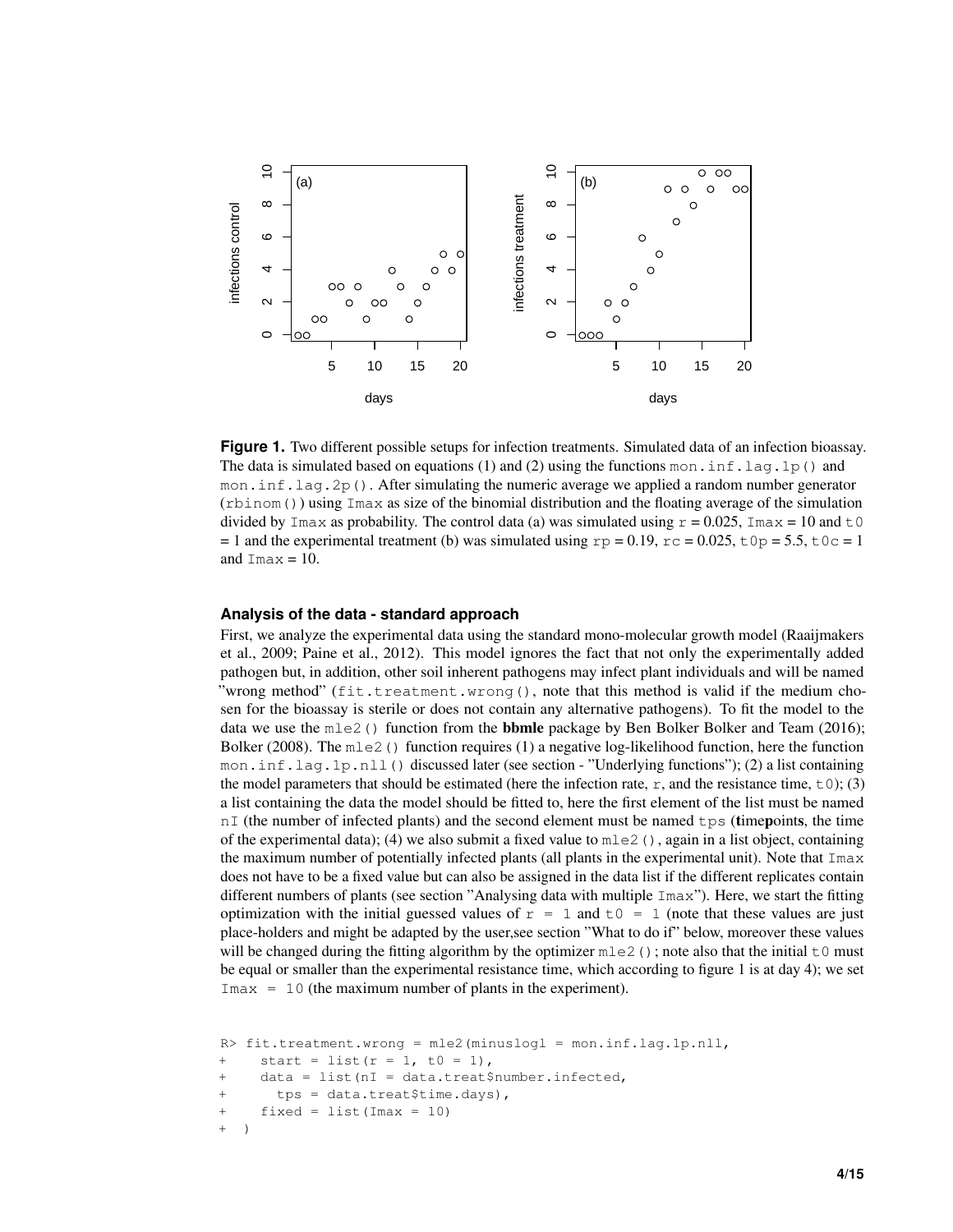**Figure 1.** Two different possible setups for infection treatments. Simulated data of an infection bioassay. The data is simulated based on equations (1) and (2) using the functions `mon.inf.lag.1p()` and `mon.inf.lag.2p()`. After simulating the numeric average we applied a random number generator (`rbinom()`) using `Imax` as size of the binomial distribution and the floating average of the simulation divided by `Imax` as probability. The control data (a) was simulated using `r` = 0.025, `Imax` = 10 and `t0` = 1 and the experimental treatment (b) was simulated using `rp` = 0.19, `rc` = 0.025, `t0p` = 5.5, `t0c` = 1 and `Imax` = 10.

### Analysis of the data - standard approach

First, we analyze the experimental data using the standard mono-molecular growth model (Raaijmakers et al., 2009; Paine et al., 2012). This model ignores the fact that not only the experimentally added pathogen but, in addition, other soil inherent pathogens may infect plant individuals and will be named "wrong method" (`fit.treatment.wrong()`, note that this method is valid if the medium chosen for the bioassay is sterile or does not contain any alternative pathogens). To fit the model to the data we use the `mle2()` function from the **bbmle** package by Ben Bolker Bolker and Team (2016); Bolker (2008). The `mle2()` function requires (1) a negative log-likelihood function, here the function `mon.inf.lag.1p.nll()` discussed later (see section - "Underlying functions"); (2) a list containing the model parameters that should be estimated (here the infection rate, `r`, and the resistance time, `t0`); (3) a list containing the data the model should be fitted to, here the first element of the list must be named `nI` (the number of infected plants) and the second element must be named `tps` (**t**ime**p**oint**s**, the time of the experimental data); (4) we also submit a fixed value to `mle2()`, again in a list object, containing the maximum number of potentially infected plants (all plants in the experimental unit). Note that `Imax` does not have to be a fixed value but can also be assigned in the data list if the different replicates contain different numbers of plants (see section "Analysing data with multiple `Imax`"). Here, we start the fitting optimization with the initial guessed values of `r = 1` and `t0 = 1` (note that these values are just place-holders and might be adapted by the user,see section "What to do if" below, moreover these values will be changed during the fitting algorithm by the optimizer `mle2()`; note also that the initial `t0` must be equal or smaller than the experimental resistance time, which according to figure 1 is at day 4); we set `Imax = 10` (the maximum number of plants in the experiment).

```
R> fit.treatment.wrong = mle2(minuslogl = mon.inf.lag.1p.nll,
+    start = list(r = 1, t0 = 1),
+    data = list(nI = data.treat$number.infected,
+      tps = data.treat$time.days),
+    fixed = list(Imax = 10)
+  )
```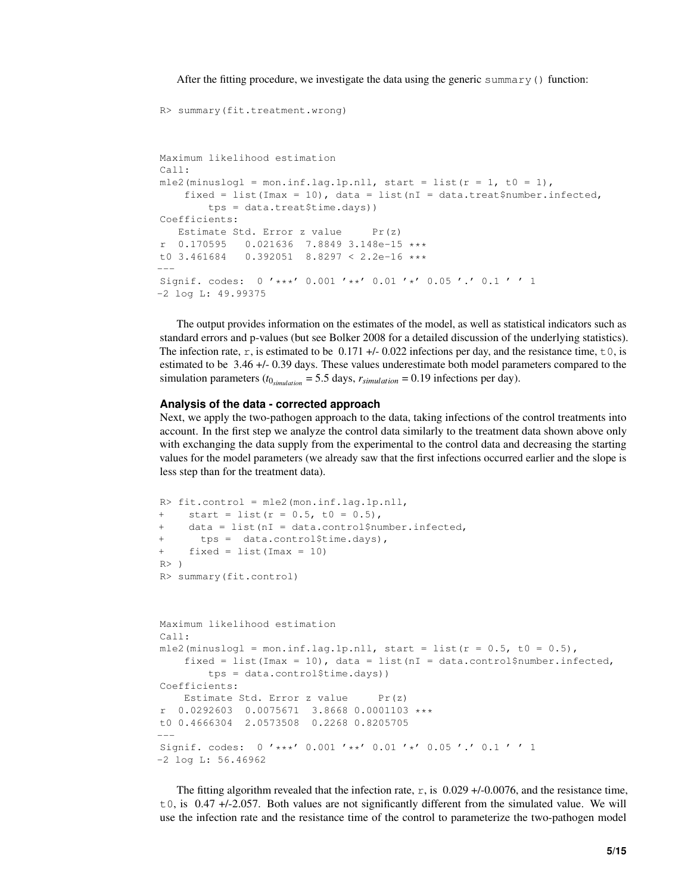After the fitting procedure, we investigate the data using the generic `summary()` function:

```
R> summary(fit.treatment.wrong)
```

```
Maximum likelihood estimation
Call:
mle2(minuslogl = mon.inf.lag.1p.nll, start = list(r = 1, t0 = 1),
    fixed = list(Imax = 10), data = list(nI = data.treat$number.infected,
        tps = data.treat$time.days))
Coefficients:
   Estimate Std. Error z value     Pr(z)
r  0.170595   0.021636  7.8849 3.148e-15 ***
t0 3.461684   0.392051  8.8297 < 2.2e-16 ***
---
Signif. codes:  0 '***' 0.001 '**' 0.01 '*' 0.05 '.' 0.1 ' ' 1
-2 log L: 49.99375
```

The output provides information on the estimates of the model, as well as statistical indicators such as standard errors and p-values (but see Bolker 2008 for a detailed discussion of the underlying statistics). The infection rate, `r`, is estimated to be 0.171 +/- 0.022 infections per day, and the resistance time, `t0`, is estimated to be 3.46 +/- 0.39 days. These values underestimate both model parameters compared to the simulation parameters ($t0_{simulation}$ = 5.5 days, $r_{simulation}$ = 0.19 infections per day).

### Analysis of the data - corrected approach

Next, we apply the two-pathogen approach to the data, taking infections of the control treatments into account. In the first step we analyze the control data similarly to the treatment data shown above only with exchanging the data supply from the experimental to the control data and decreasing the starting values for the model parameters (we already saw that the first infections occurred earlier and the slope is less step than for the treatment data).

```
R> fit.control = mle2(mon.inf.lag.1p.nll,
+    start = list(r = 0.5, t0 = 0.5),
+    data = list(nI = data.control$number.infected,
+      tps =  data.control$time.days),
+    fixed = list(Imax = 10)
R> )
R> summary(fit.control)
```

```
Maximum likelihood estimation
Call:
mle2(minuslogl = mon.inf.lag.1p.nll, start = list(r = 0.5, t0 = 0.5),
    fixed = list(Imax = 10), data = list(nI = data.control$number.infected,
        tps = data.control$time.days))
Coefficients:
    Estimate Std. Error z value     Pr(z)
r  0.0292603  0.0075671  3.8668 0.0001103 ***
t0 0.4666304  2.0573508  0.2268 0.8205705
---
Signif. codes:  0 '***' 0.001 '**' 0.01 '*' 0.05 '.' 0.1 ' ' 1
-2 log L: 56.46962
```

The fitting algorithm revealed that the infection rate, `r`, is 0.029 +/-0.0076, and the resistance time, `t0`, is 0.47 +/-2.057. Both values are not significantly different from the simulated value. We will use the infection rate and the resistance time of the control to parameterize the two-pathogen model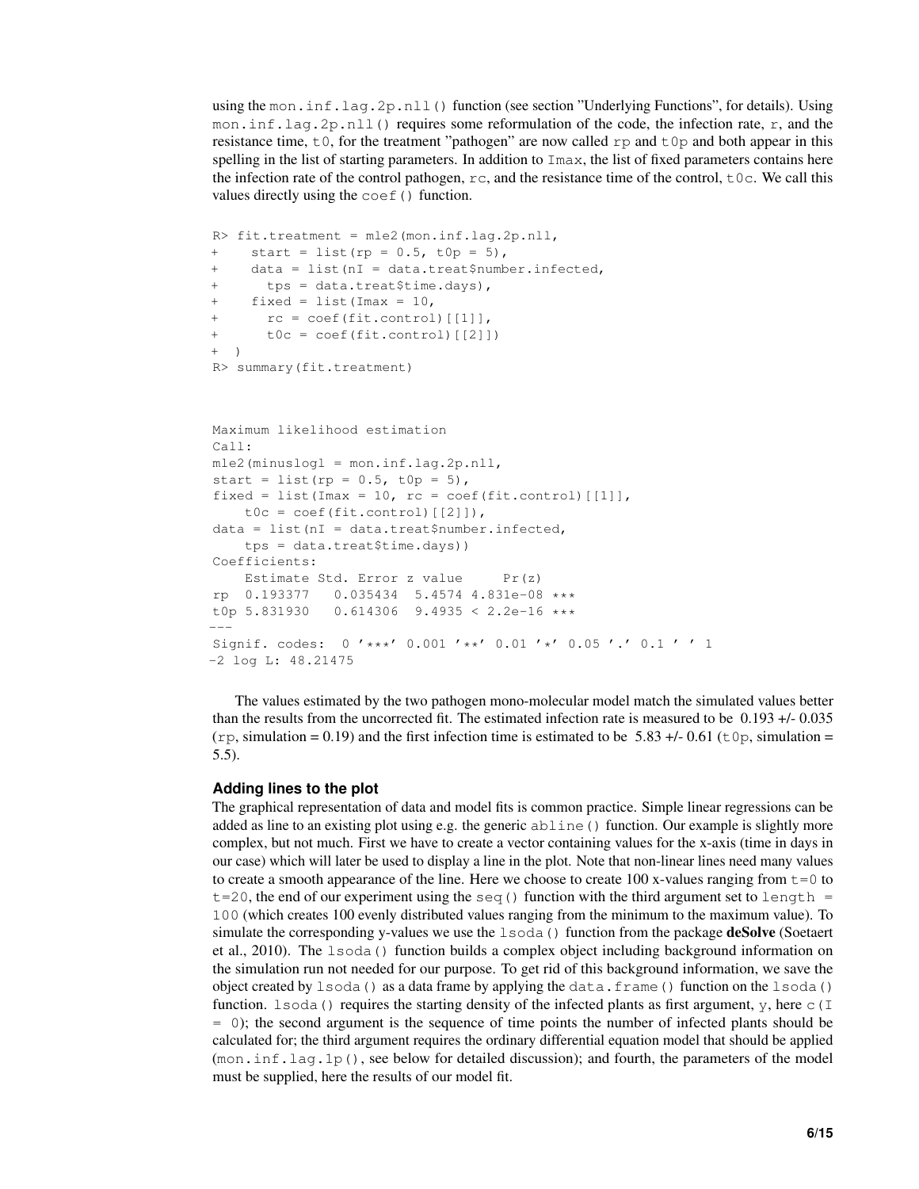using the `mon.inf.lag.2p.nll()` function (see section "Underlying Functions", for details). Using `mon.inf.lag.2p.nll()` requires some reformulation of the code, the infection rate, `r`, and the resistance time, `t0`, for the treatment "pathogen" are now called `rp` and `t0p` and both appear in this spelling in the list of starting parameters. In addition to `Imax`, the list of fixed parameters contains here the infection rate of the control pathogen, `rc`, and the resistance time of the control, `t0c`. We call this values directly using the `coef()` function.

```
R> fit.treatment = mle2(mon.inf.lag.2p.nll,
+    start = list(rp = 0.5, t0p = 5),
+    data = list(nI = data.treat$number.infected,
+      tps = data.treat$time.days),
+    fixed = list(Imax = 10,
+      rc = coef(fit.control)[[1]],
+      t0c = coef(fit.control)[[2]])
+  )
R> summary(fit.treatment)
```

```
Maximum likelihood estimation
Call:
mle2(minuslogl = mon.inf.lag.2p.nll,
start = list(rp = 0.5, t0p = 5),
fixed = list(Imax = 10, rc = coef(fit.control)[[1]],
    t0c = coef(fit.control)[[2]]),
data = list(nI = data.treat$number.infected,
    tps = data.treat$time.days))
Coefficients:
    Estimate Std. Error z value     Pr(z)
rp  0.193377   0.035434  5.4574 4.831e-08 ***
t0p 5.831930   0.614306  9.4935 < 2.2e-16 ***
---
Signif. codes:  0 '***' 0.001 '**' 0.01 '*' 0.05 '.' 0.1 ' ' 1
-2 log L: 48.21475
```

The values estimated by the two pathogen mono-molecular model match the simulated values better than the results from the uncorrected fit. The estimated infection rate is measured to be 0.193 +/- 0.035 (`rp`, simulation = 0.19) and the first infection time is estimated to be 5.83 +/- 0.61 (`t0p`, simulation = 5.5).

### Adding lines to the plot

The graphical representation of data and model fits is common practice. Simple linear regressions can be added as line to an existing plot using e.g. the generic `abline()` function. Our example is slightly more complex, but not much. First we have to create a vector containing values for the x-axis (time in days in our case) which will later be used to display a line in the plot. Note that non-linear lines need many values to create a smooth appearance of the line. Here we choose to create 100 x-values ranging from `t=0` to `t=20`, the end of our experiment using the `seq()` function with the third argument set to `length = 100` (which creates 100 evenly distributed values ranging from the minimum to the maximum value). To simulate the corresponding y-values we use the `lsoda()` function from the package **deSolve** (Soetaert et al., 2010). The `lsoda()` function builds a complex object including background information on the simulation run not needed for our purpose. To get rid of this background information, we save the object created by `lsoda()` as a data frame by applying the `data.frame()` function on the `lsoda()` function. `lsoda()` requires the starting density of the infected plants as first argument, `y`, here `c(I = 0)`; the second argument is the sequence of time points the number of infected plants should be calculated for; the third argument requires the ordinary differential equation model that should be applied (`mon.inf.lag.1p()`, see below for detailed discussion); and fourth, the parameters of the model must be supplied, here the results of our model fit.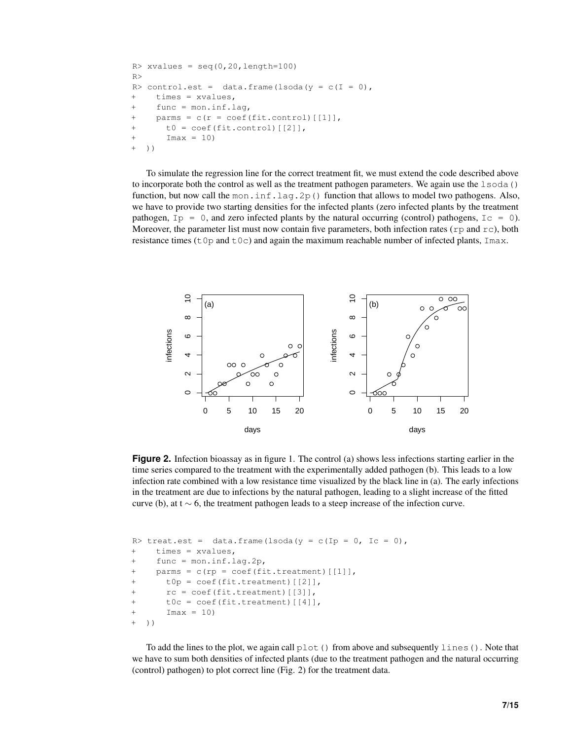```
R> xvalues = seq(0,20,length=100)
R>
R> control.est =  data.frame(lsoda(y = c(I = 0),
+    times = xvalues,
+    func = mon.inf.lag,
+    parms = c(r = coef(fit.control)[[1]],
+      t0 = coef(fit.control)[[2]],
+      Imax = 10)
+  ))
```

To simulate the regression line for the correct treatment fit, we must extend the code described above to incorporate both the control as well as the treatment pathogen parameters. We again use the `lsoda()` function, but now call the `mon.inf.lag.2p()` function that allows to model two pathogens. Also, we have to provide two starting densities for the infected plants (zero infected plants by the treatment pathogen, `Ip = 0`, and zero infected plants by the natural occurring (control) pathogens, `Ic = 0`). Moreover, the parameter list must now contain five parameters, both infection rates (`rp` and `rc`), both resistance times (`t0p` and `t0c`) and again the maximum reachable number of infected plants, `Imax`.

**Figure 2.** Infection bioassay as in figure 1. The control (a) shows less infections starting earlier in the time series compared to the treatment with the experimentally added pathogen (b). This leads to a low infection rate combined with a low resistance time visualized by the black line in (a). The early infections in the treatment are due to infections by the natural pathogen, leading to a slight increase of the fitted curve (b), at t $\sim$ 6, the treatment pathogen leads to a steep increase of the infection curve.

```
R> treat.est =  data.frame(lsoda(y = c(Ip = 0, Ic = 0),
+    times = xvalues,
+    func = mon.inf.lag.2p,
+    parms = c(rp = coef(fit.treatment)[[1]],
+      t0p = coef(fit.treatment)[[2]],
+      rc = coef(fit.treatment)[[3]],
+      t0c = coef(fit.treatment)[[4]],
+      Imax = 10)
+  ))
```

To add the lines to the plot, we again call `plot()` from above and subsequently `lines()`. Note that we have to sum both densities of infected plants (due to the treatment pathogen and the natural occurring (control) pathogen) to plot correct line (Fig. 2) for the treatment data.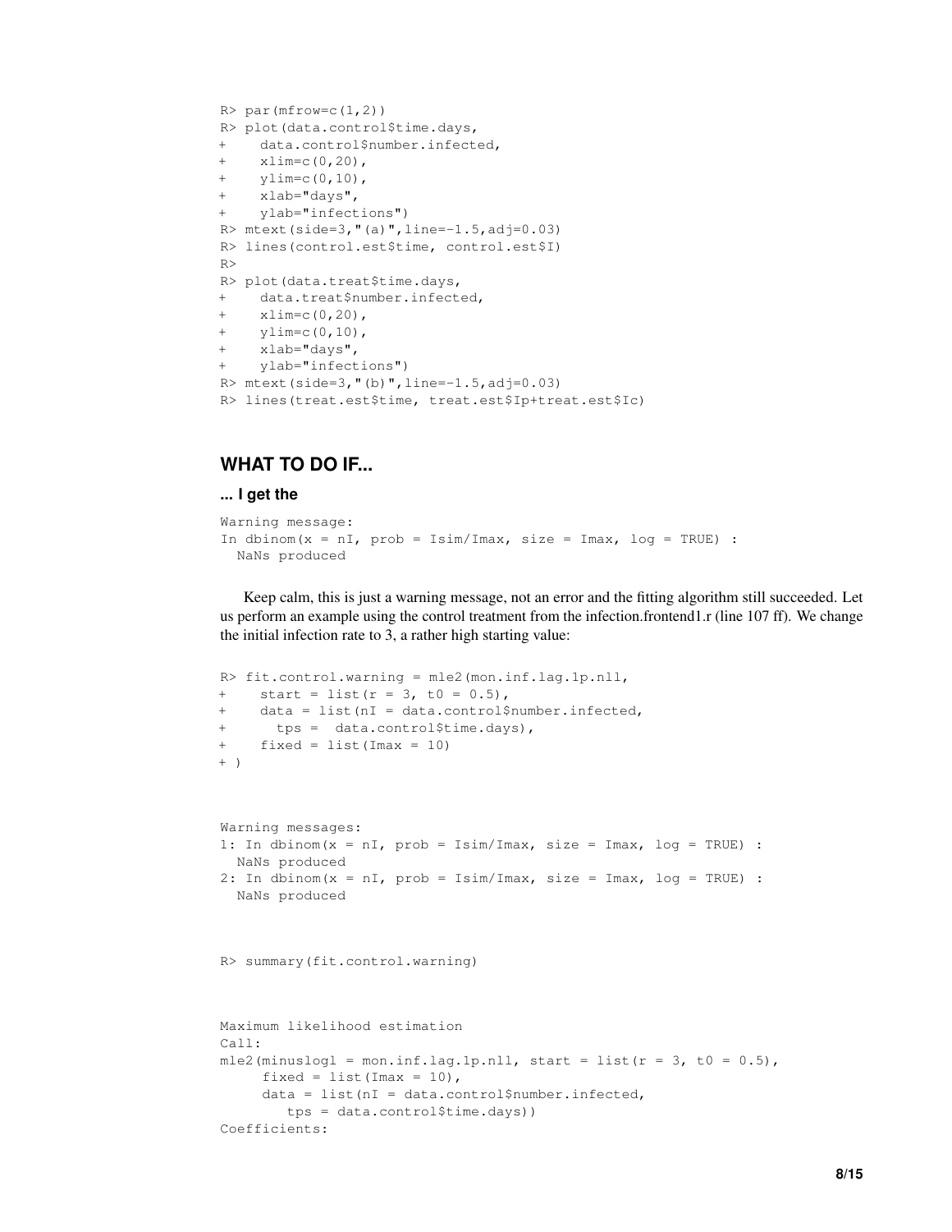```
R> par(mfrow=c(1,2))
R> plot(data.control$time.days,
+    data.control$number.infected,
+    xlim=c(0,20),
+    ylim=c(0,10),
+    xlab="days",
+    ylab="infections")
R> mtext(side=3,"(a)",line=-1.5,adj=0.03)
R> lines(control.est$time, control.est$I)
R>
R> plot(data.treat$time.days,
+    data.treat$number.infected,
+    xlim=c(0,20),
+    ylim=c(0,10),
+    xlab="days",
+    ylab="infections")
R> mtext(side=3,"(b)",line=-1.5,adj=0.03)
R> lines(treat.est$time, treat.est$Ip+treat.est$Ic)
```

## WHAT TO DO IF...

### ... I get the

```
Warning message:
In dbinom(x = nI, prob = Isim/Imax, size = Imax, log = TRUE) :
  NaNs produced
```

Keep calm, this is just a warning message, not an error and the fitting algorithm still succeeded. Let us perform an example using the control treatment from the infection.frontend1.r (line 107 ff). We change the initial infection rate to 3, a rather high starting value:

```
R> fit.control.warning = mle2(mon.inf.lag.1p.nll,
+    start = list(r = 3, t0 = 0.5),
+    data = list(nI = data.control$number.infected,
+      tps =  data.control$time.days),
+    fixed = list(Imax = 10)
+ )
```

```
Warning messages:
1: In dbinom(x = nI, prob = Isim/Imax, size = Imax, log = TRUE) :
  NaNs produced
2: In dbinom(x = nI, prob = Isim/Imax, size = Imax, log = TRUE) :
  NaNs produced
```

```
R> summary(fit.control.warning)
```

```
Maximum likelihood estimation
Call:
mle2(minuslogl = mon.inf.lag.1p.nll, start = list(r = 3, t0 = 0.5),
     fixed = list(Imax = 10),
     data = list(nI = data.control$number.infected,
        tps = data.control$time.days))
Coefficients:
```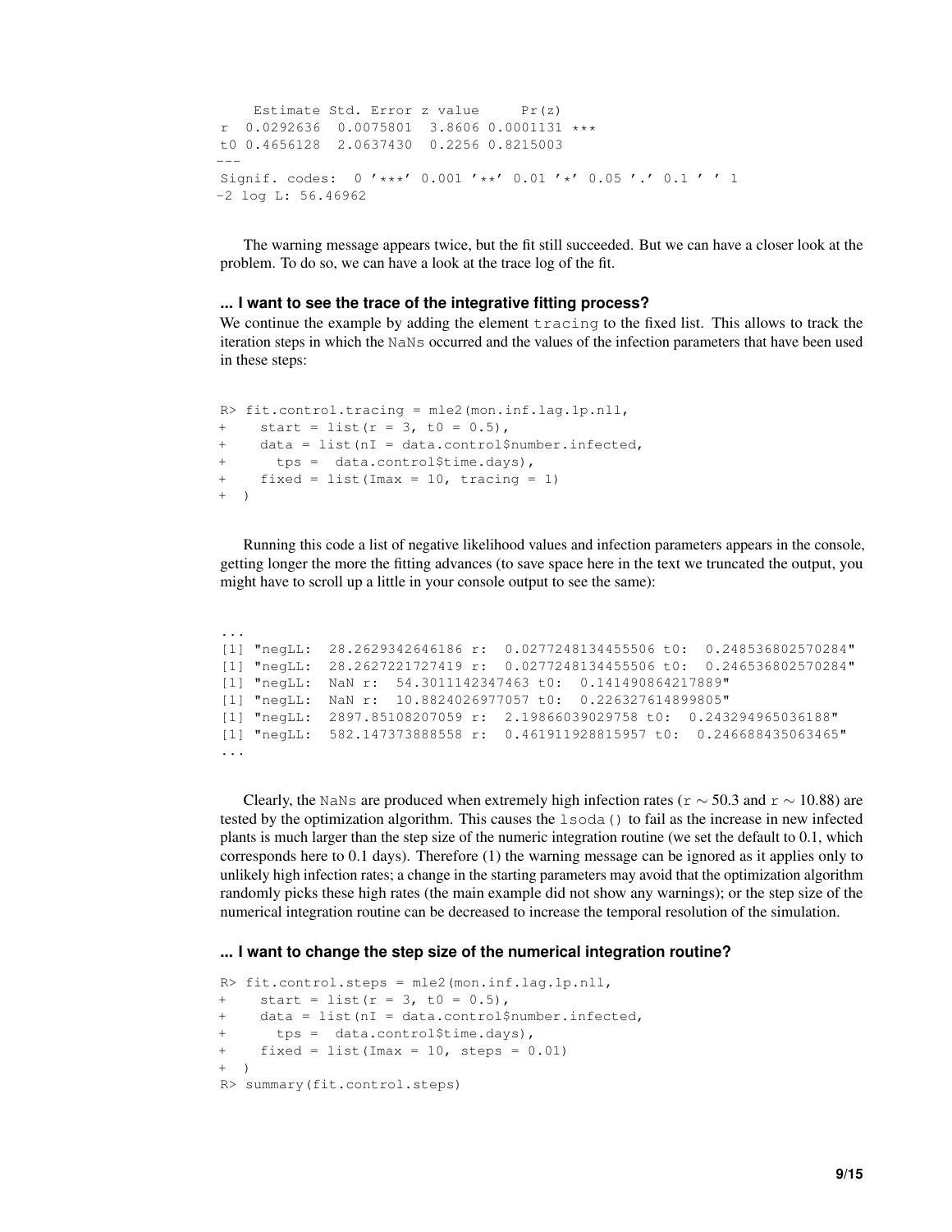```
    Estimate Std. Error z value     Pr(z)
r  0.0292636  0.0075801  3.8606 0.0001131 ***
t0 0.4656128  2.0637430  0.2256 0.8215003
---
Signif. codes:  0 '***' 0.001 '**' 0.01 '*' 0.05 '.' 0.1 ' ' 1
-2 log L: 56.46962
```

The warning message appears twice, but the fit still succeeded. But we can have a closer look at the problem. To do so, we can have a look at the trace log of the fit.

#### ... I want to see the trace of the integrative fitting process?

We continue the example by adding the element `tracing` to the fixed list. This allows to track the iteration steps in which the `NaNs` occurred and the values of the infection parameters that have been used in these steps:

```
R> fit.control.tracing = mle2(mon.inf.lag.1p.nll,
+    start = list(r = 3, t0 = 0.5),
+    data = list(nI = data.control$number.infected,
+      tps =  data.control$time.days),
+    fixed = list(Imax = 10, tracing = 1)
+  )
```

Running this code a list of negative likelihood values and infection parameters appears in the console, getting longer the more the fitting advances (to save space here in the text we truncated the output, you might have to scroll up a little in your console output to see the same):

```
...
[1] "negLL:  28.2629342646186 r:  0.0277248134455506 t0:  0.248536802570284"
[1] "negLL:  28.2627221727419 r:  0.0277248134455506 t0:  0.246536802570284"
[1] "negLL:  NaN r:  54.3011142347463 t0:  0.141490864217889"
[1] "negLL:  NaN r:  10.8824026977057 t0:  0.226327614899805"
[1] "negLL:  2897.85108207059 r:  2.19866039029758 t0:  0.243294965036188"
[1] "negLL:  582.147373888558 r:  0.461911928815957 t0:  0.246688435063465"
...
```

Clearly, the `NaNs` are produced when extremely high infection rates ($\mathtt{r} \sim 50.3$ and $\mathtt{r} \sim 10.88$) are tested by the optimization algorithm. This causes the `lsoda()` to fail as the increase in new infected plants is much larger than the step size of the numeric integration routine (we set the default to 0.1, which corresponds here to 0.1 days). Therefore (1) the warning message can be ignored as it applies only to unlikely high infection rates; a change in the starting parameters may avoid that the optimization algorithm randomly picks these high rates (the main example did not show any warnings); or the step size of the numerical integration routine can be decreased to increase the temporal resolution of the simulation.

#### ... I want to change the step size of the numerical integration routine?

```
R> fit.control.steps = mle2(mon.inf.lag.1p.nll,
+    start = list(r = 3, t0 = 0.5),
+    data = list(nI = data.control$number.infected,
+      tps =  data.control$time.days),
+    fixed = list(Imax = 10, steps = 0.01)
+  )
R> summary(fit.control.steps)
```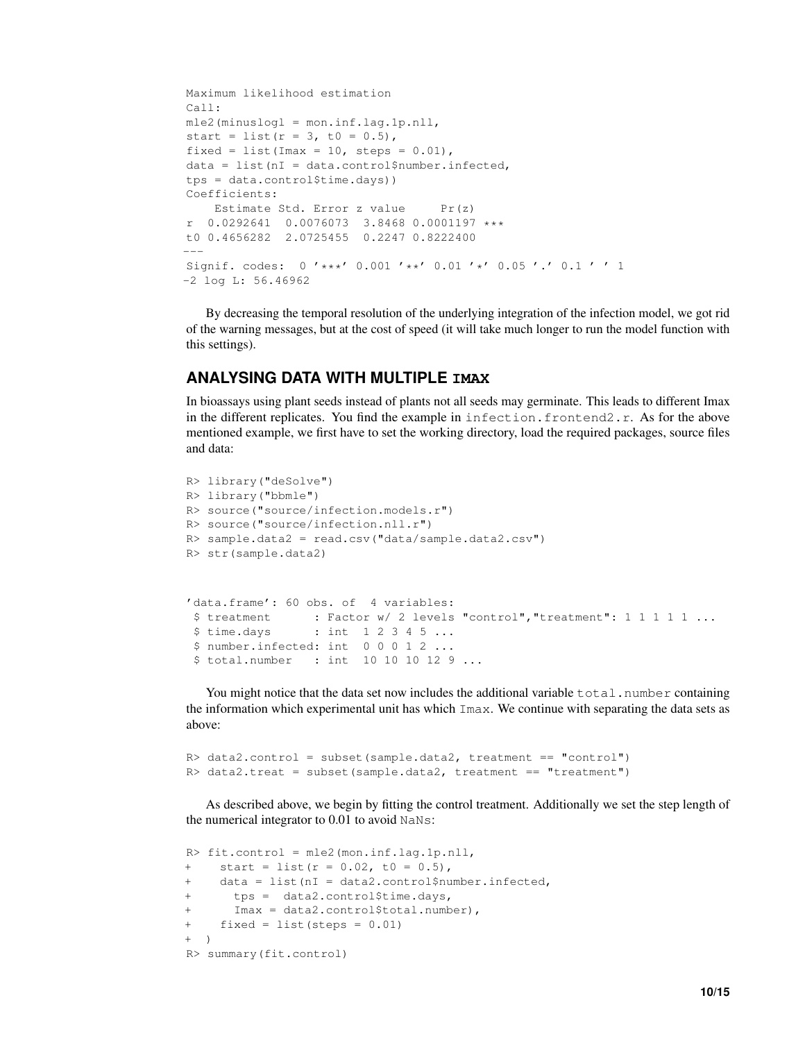```
Maximum likelihood estimation
Call:
mle2(minuslogl = mon.inf.lag.1p.nll,
start = list(r = 3, t0 = 0.5),
fixed = list(Imax = 10, steps = 0.01),
data = list(nI = data.control$number.infected,
tps = data.control$time.days))
Coefficients:
    Estimate Std. Error z value     Pr(z)
r  0.0292641  0.0076073  3.8468 0.0001197 ***
t0 0.4656282  2.0725455  0.2247 0.8222400
---
Signif. codes:  0 '***' 0.001 '**' 0.01 '*' 0.05 '.' 0.1 ' ' 1
-2 log L: 56.46962
```

By decreasing the temporal resolution of the underlying integration of the infection model, we got rid of the warning messages, but at the cost of speed (it will take much longer to run the model function with this settings).

## ANALYSING DATA WITH MULTIPLE `IMAX`

In bioassays using plant seeds instead of plants not all seeds may germinate. This leads to different Imax in the different replicates. You find the example in `infection.frontend2.r`. As for the above mentioned example, we first have to set the working directory, load the required packages, source files and data:

```
R> library("deSolve")
R> library("bbmle")
R> source("source/infection.models.r")
R> source("source/infection.nll.r")
R> sample.data2 = read.csv("data/sample.data2.csv")
R> str(sample.data2)


'data.frame': 60 obs. of  4 variables:
 $ treatment      : Factor w/ 2 levels "control","treatment": 1 1 1 1 1 ...
 $ time.days      : int  1 2 3 4 5 ...
 $ number.infected: int  0 0 0 1 2 ...
 $ total.number   : int  10 10 10 12 9 ...
```

You might notice that the data set now includes the additional variable `total.number` containing the information which experimental unit has which `Imax`. We continue with separating the data sets as above:

```
R> data2.control = subset(sample.data2, treatment == "control")
R> data2.treat = subset(sample.data2, treatment == "treatment")
```

As described above, we begin by fitting the control treatment. Additionally we set the step length of the numerical integrator to 0.01 to avoid `NaNs`:

```
R> fit.control = mle2(mon.inf.lag.1p.nll,
+    start = list(r = 0.02, t0 = 0.5),
+    data = list(nI = data2.control$number.infected,
+      tps =  data2.control$time.days,
+      Imax = data2.control$total.number),
+    fixed = list(steps = 0.01)
+  )
R> summary(fit.control)
```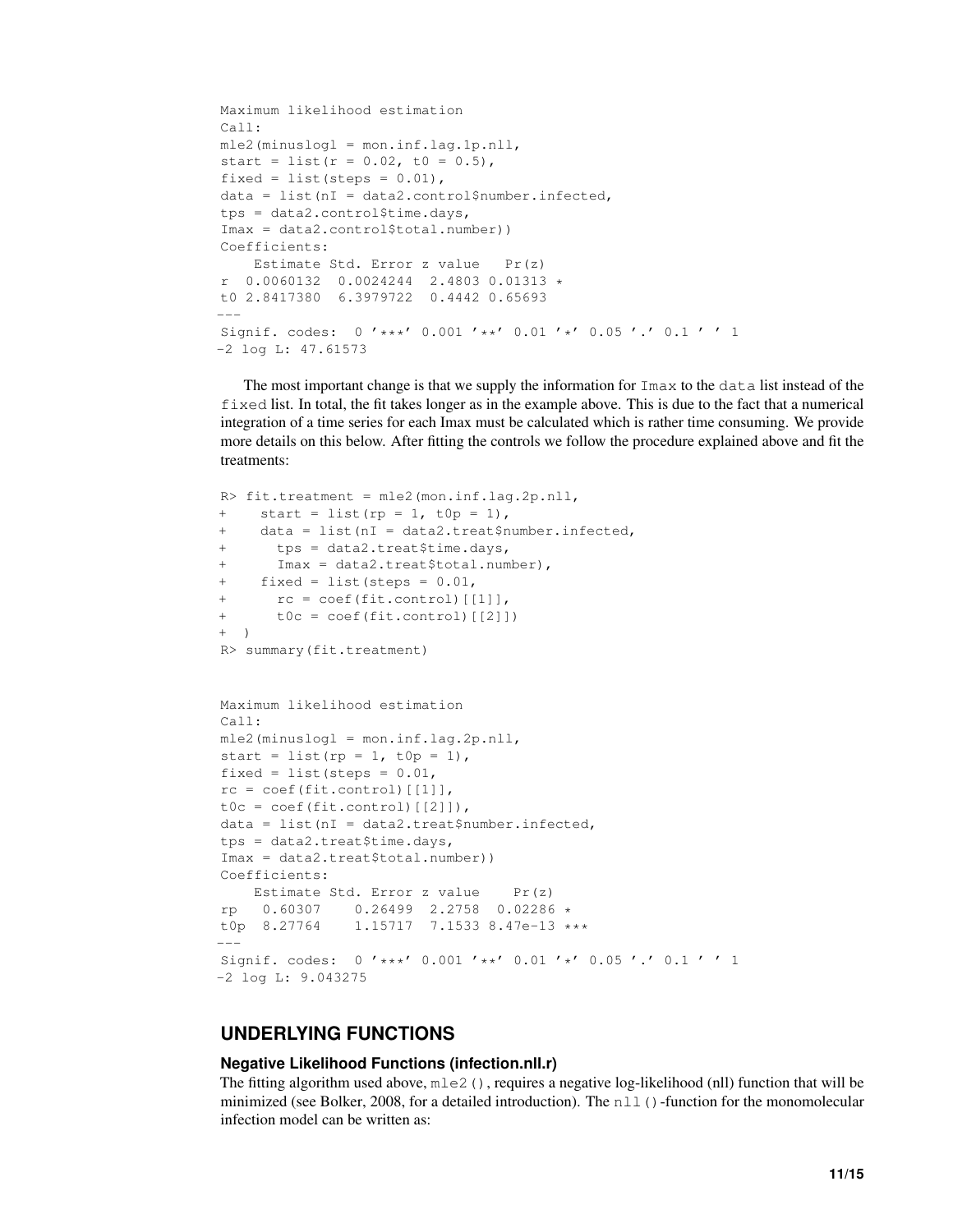```
Maximum likelihood estimation
Call:
mle2(minuslogl = mon.inf.lag.1p.nll,
start = list(r = 0.02, t0 = 0.5),
fixed = list(steps = 0.01),
data = list(nI = data2.control$number.infected,
tps = data2.control$time.days,
Imax = data2.control$total.number))
Coefficients:
    Estimate Std. Error z value   Pr(z)
r  0.0060132  0.0024244  2.4803 0.01313 *
t0 2.8417380  6.3979722  0.4442 0.65693
---
Signif. codes:  0 '***' 0.001 '**' 0.01 '*' 0.05 '.' 0.1 ' ' 1
-2 log L: 47.61573
```

The most important change is that we supply the information for `Imax` to the `data` list instead of the `fixed` list. In total, the fit takes longer as in the example above. This is due to the fact that a numerical integration of a time series for each Imax must be calculated which is rather time consuming. We provide more details on this below. After fitting the controls we follow the procedure explained above and fit the treatments:

```
R> fit.treatment = mle2(mon.inf.lag.2p.nll,
+    start = list(rp = 1, t0p = 1),
+    data = list(nI = data2.treat$number.infected,
+      tps = data2.treat$time.days,
+      Imax = data2.treat$total.number),
+    fixed = list(steps = 0.01,
+      rc = coef(fit.control)[[1]],
+      t0c = coef(fit.control)[[2]])
+  )
R> summary(fit.treatment)
```

```
Maximum likelihood estimation
Call:
mle2(minuslogl = mon.inf.lag.2p.nll,
start = list(rp = 1, t0p = 1),
fixed = list(steps = 0.01,
rc = coef(fit.control)[[1]],
t0c = coef(fit.control)[[2]]),
data = list(nI = data2.treat$number.infected,
tps = data2.treat$time.days,
Imax = data2.treat$total.number))
Coefficients:
    Estimate Std. Error z value    Pr(z)
rp   0.60307    0.26499  2.2758  0.02286 *
t0p  8.27764    1.15717  7.1533 8.47e-13 ***
---
Signif. codes:  0 '***' 0.001 '**' 0.01 '*' 0.05 '.' 0.1 ' ' 1
-2 log L: 9.043275
```

## UNDERLYING FUNCTIONS

### Negative Likelihood Functions (infection.nll.r)

The fitting algorithm used above, `mle2()`, requires a negative log-likelihood (nll) function that will be minimized (see Bolker, 2008, for a detailed introduction). The `nll()`-function for the monomolecular infection model can be written as: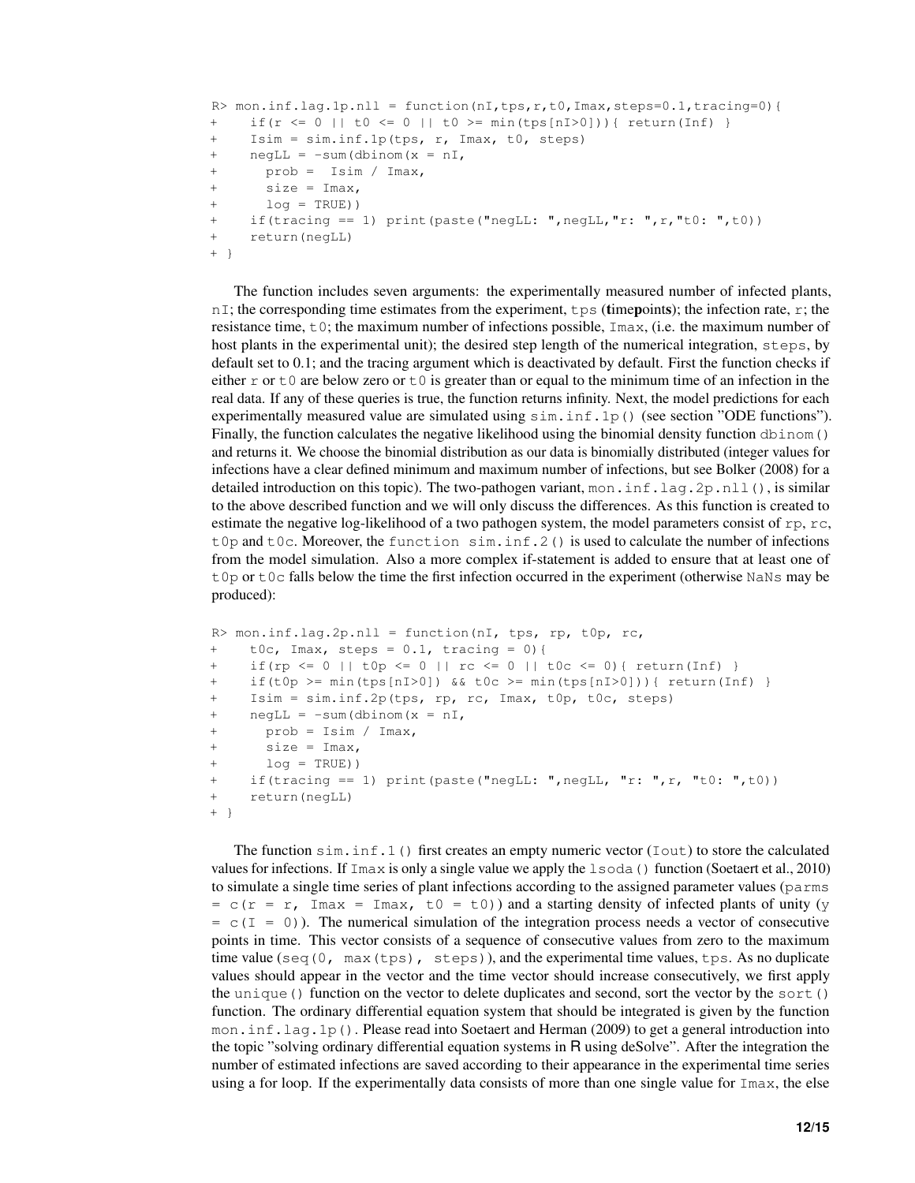```
R> mon.inf.lag.1p.nll = function(nI,tps,r,t0,Imax,steps=0.1,tracing=0){
+    if(r <= 0 || t0 <= 0 || t0 >= min(tps[nI>0])){ return(Inf) }
+    Isim = sim.inf.1p(tps, r, Imax, t0, steps)
+    negLL = -sum(dbinom(x = nI,
+      prob =  Isim / Imax,
+      size = Imax,
+      log = TRUE))
+    if(tracing == 1) print(paste("negLL: ",negLL,"r: ",r,"t0: ",t0))
+    return(negLL)
+ }
```

The function includes seven arguments: the experimentally measured number of infected plants, `nI`; the corresponding time estimates from the experiment, `tps` (**t**ime**p**oint**s**); the infection rate, `r`; the resistance time, `t0`; the maximum number of infections possible, `Imax`, (i.e. the maximum number of host plants in the experimental unit); the desired step length of the numerical integration, `steps`, by default set to 0.1; and the tracing argument which is deactivated by default. First the function checks if either `r` or `t0` are below zero or `t0` is greater than or equal to the minimum time of an infection in the real data. If any of these queries is true, the function returns infinity. Next, the model predictions for each experimentally measured value are simulated using `sim.inf.1p()` (see section "ODE functions"). Finally, the function calculates the negative likelihood using the binomial density function `dbinom()` and returns it. We choose the binomial distribution as our data is binomially distributed (integer values for infections have a clear defined minimum and maximum number of infections, but see Bolker (2008) for a detailed introduction on this topic). The two-pathogen variant, `mon.inf.lag.2p.nll()`, is similar to the above described function and we will only discuss the differences. As this function is created to estimate the negative log-likelihood of a two pathogen system, the model parameters consist of `rp`, `rc`, `t0p` and `t0c`. Moreover, the `function sim.inf.2()` is used to calculate the number of infections from the model simulation. Also a more complex if-statement is added to ensure that at least one of `t0p` or `t0c` falls below the time the first infection occurred in the experiment (otherwise `NaN`s may be produced):

```
R> mon.inf.lag.2p.nll = function(nI, tps, rp, t0p, rc,
+    t0c, Imax, steps = 0.1, tracing = 0){
+    if(rp <= 0 || t0p <= 0 || rc <= 0 || t0c <= 0){ return(Inf) }
+    if(t0p >= min(tps[nI>0]) && t0c >= min(tps[nI>0])){ return(Inf) }
+    Isim = sim.inf.2p(tps, rp, rc, Imax, t0p, t0c, steps)
+    negLL = -sum(dbinom(x = nI,
+      prob = Isim / Imax,
+      size = Imax,
+      log = TRUE))
+    if(tracing == 1) print(paste("negLL: ",negLL, "r: ",r, "t0: ",t0))
+    return(negLL)
+ }
```

The function `sim.inf.1()` first creates an empty numeric vector (`Iout`) to store the calculated values for infections. If `Imax` is only a single value we apply the `lsoda()` function (Soetaert et al., 2010) to simulate a single time series of plant infections according to the assigned parameter values (`parms = c(r = r, Imax = Imax, t0 = t0)`) and a starting density of infected plants of unity (`y = c(I = 0)`). The numerical simulation of the integration process needs a vector of consecutive points in time. This vector consists of a sequence of consecutive values from zero to the maximum time value (`seq(0, max(tps), steps)`), and the experimental time values, `tps`. As no duplicate values should appear in the vector and the time vector should increase consecutively, we first apply the `unique()` function on the vector to delete duplicates and second, sort the vector by the `sort()` function. The ordinary differential equation system that should be integrated is given by the function `mon.inf.lag.1p()`. Please read into Soetaert and Herman (2009) to get a general introduction into the topic "solving ordinary differential equation systems in R using deSolve". After the integration the number of estimated infections are saved according to their appearance in the experimental time series using a for loop. If the experimentally data consists of more than one single value for `Imax`, the else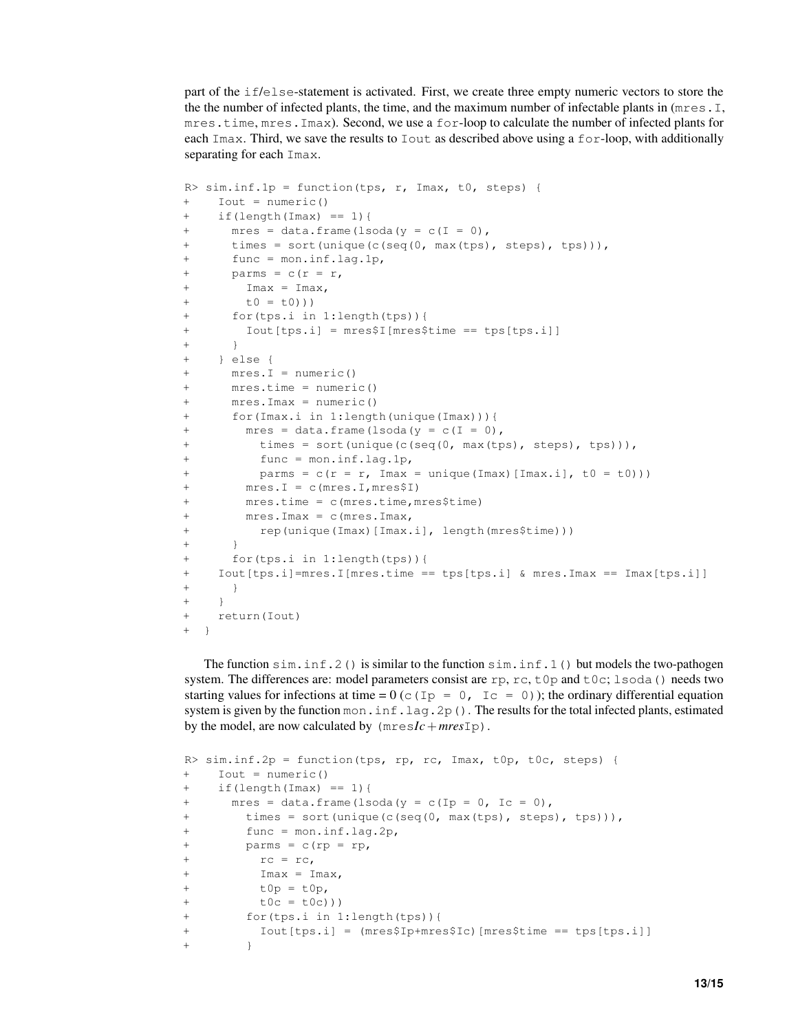part of the `if`/`else`-statement is activated. First, we create three empty numeric vectors to store the the the number of infected plants, the time, and the maximum number of infectable plants in (`mres.I`, `mres.time`, `mres.Imax`). Second, we use a `for`-loop to calculate the number of infected plants for each `Imax`. Third, we save the results to `Iout` as described above using a `for`-loop, with additionally separating for each `Imax`.

```
R> sim.inf.1p = function(tps, r, Imax, t0, steps) {
+    Iout = numeric()
+    if(length(Imax) == 1){
+      mres = data.frame(lsoda(y = c(I = 0),
+      times = sort(unique(c(seq(0, max(tps), steps), tps))),
+      func = mon.inf.lag.1p,
+      parms = c(r = r,
+        Imax = Imax,
+        t0 = t0)))
+      for(tps.i in 1:length(tps)){
+        Iout[tps.i] = mres$I[mres$time == tps[tps.i]]
+      }
+    } else {
+      mres.I = numeric()
+      mres.time = numeric()
+      mres.Imax = numeric()
+      for(Imax.i in 1:length(unique(Imax))){
+        mres = data.frame(lsoda(y = c(I = 0),
+          times = sort(unique(c(seq(0, max(tps), steps), tps))),
+          func = mon.inf.lag.1p,
+          parms = c(r = r, Imax = unique(Imax)[Imax.i], t0 = t0)))
+        mres.I = c(mres.I,mres$I)
+        mres.time = c(mres.time,mres$time)
+        mres.Imax = c(mres.Imax,
+          rep(unique(Imax)[Imax.i], length(mres$time)))
+      }
+      for(tps.i in 1:length(tps)){
+    Iout[tps.i]=mres.I[mres.time == tps[tps.i] & mres.Imax == Imax[tps.i]]
+      }
+    }
+    return(Iout)
+  }
```

The function `sim.inf.2()` is similar to the function `sim.inf.1()` but models the two-pathogen system. The differences are: model parameters consist are `rp`, `rc`, `t0p` and `t0c`; `lsoda()` needs two starting values for infections at time = 0 (`c(Ip = 0, Ic = 0)`); the ordinary differential equation system is given by the function `mon.inf.lag.2p()`. The results for the total infected plants, estimated by the model, are now calculated by (`mres`$Ic + mres$`Ip`).

```
R> sim.inf.2p = function(tps, rp, rc, Imax, t0p, t0c, steps) {
+    Iout = numeric()
+    if(length(Imax) == 1){
+      mres = data.frame(lsoda(y = c(Ip = 0, Ic = 0),
+        times = sort(unique(c(seq(0, max(tps), steps), tps))),
+        func = mon.inf.lag.2p,
+        parms = c(rp = rp,
+          rc = rc,
+          Imax = Imax,
+          t0p = t0p,
+          t0c = t0c)))
+        for(tps.i in 1:length(tps)){
+          Iout[tps.i] = (mres$Ip+mres$Ic)[mres$time == tps[tps.i]]
+        }
```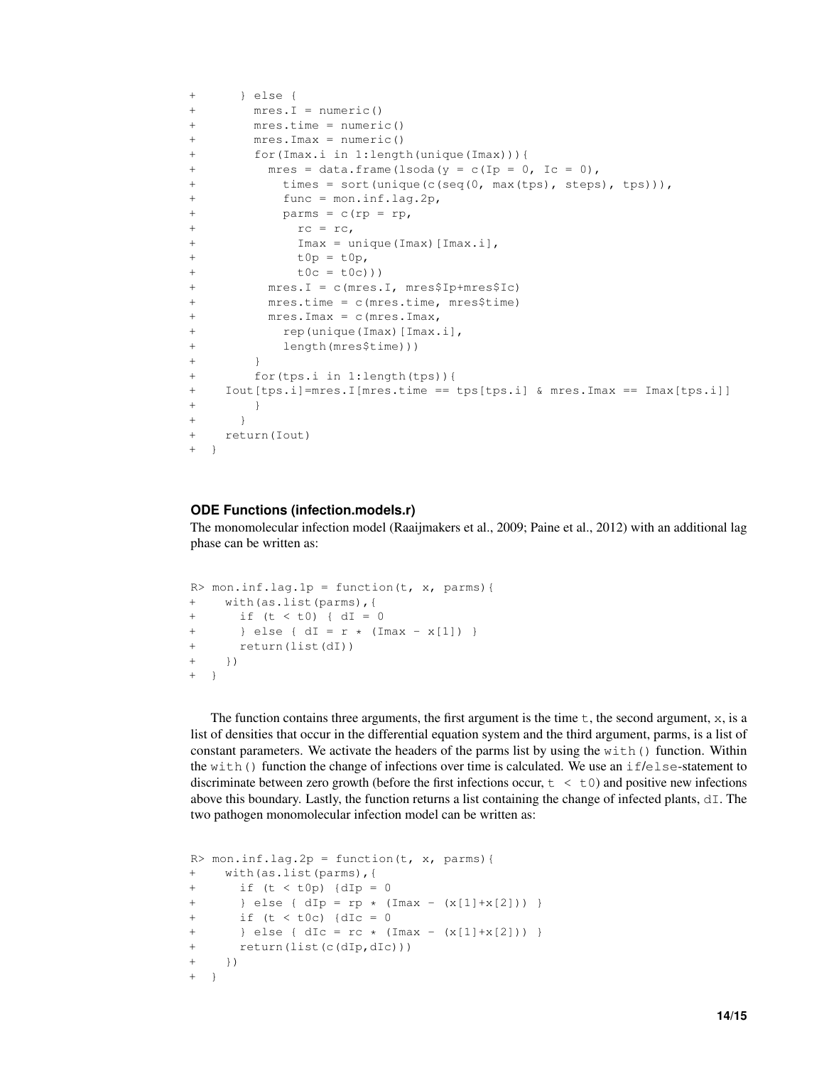```
+       } else {
+         mres.I = numeric()
+         mres.time = numeric()
+         mres.Imax = numeric()
+         for(Imax.i in 1:length(unique(Imax))){
+           mres = data.frame(lsoda(y = c(Ip = 0, Ic = 0),
+             times = sort(unique(c(seq(0, max(tps), steps), tps))),
+             func = mon.inf.lag.2p,
+             parms = c(rp = rp,
+               rc = rc,
+               Imax = unique(Imax)[Imax.i],
+               t0p = t0p,
+               t0c = t0c)))
+           mres.I = c(mres.I, mres$Ip+mres$Ic)
+           mres.time = c(mres.time, mres$time)
+           mres.Imax = c(mres.Imax,
+             rep(unique(Imax)[Imax.i],
+             length(mres$time)))
+         }
+         for(tps.i in 1:length(tps)){
+     Iout[tps.i]=mres.I[mres.time == tps[tps.i] & mres.Imax == Imax[tps.i]]
+         }
+       }
+     return(Iout)
+   }
```

**ODE Functions (infection.models.r)**

The monomolecular infection model (Raaijmakers et al., 2009; Paine et al., 2012) with an additional lag phase can be written as:

```
R> mon.inf.lag.1p = function(t, x, parms){
+     with(as.list(parms),{
+       if (t < t0) { dI = 0
+       } else { dI = r * (Imax - x[1]) }
+       return(list(dI))
+     })
+   }
```

The function contains three arguments, the first argument is the time `t`, the second argument, `x`, is a list of densities that occur in the differential equation system and the third argument, parms, is a list of constant parameters. We activate the headers of the parms list by using the `with()` function. Within the `with()` function the change of infections over time is calculated. We use an `if`/`else`-statement to discriminate between zero growth (before the first infections occur, `t < t0`) and positive new infections above this boundary. Lastly, the function returns a list containing the change of infected plants, `dI`. The two pathogen monomolecular infection model can be written as:

```
R> mon.inf.lag.2p = function(t, x, parms){
+     with(as.list(parms),{
+       if (t < t0p) {dIp = 0
+       } else { dIp = rp * (Imax - (x[1]+x[2])) }
+       if (t < t0c) {dIc = 0
+       } else { dIc = rc * (Imax - (x[1]+x[2])) }
+       return(list(c(dIp,dIc)))
+     })
+   }
```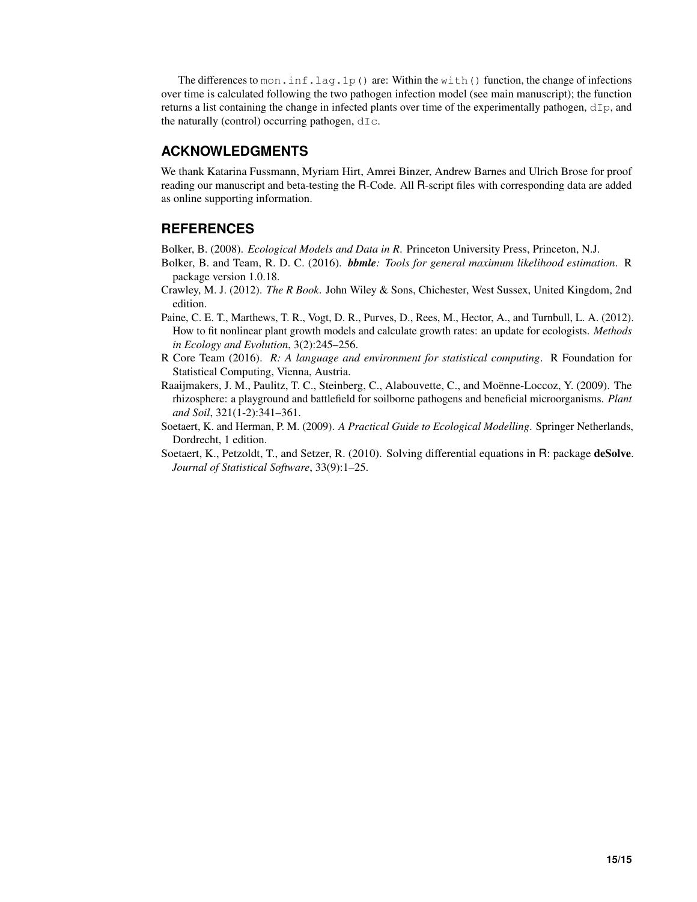The differences to `mon.inf.lag.1p()` are: Within the `with()` function, the change of infections over time is calculated following the two pathogen infection model (see main manuscript); the function returns a list containing the change in infected plants over time of the experimentally pathogen, `dIp`, and the naturally (control) occurring pathogen, `dIc`.

## ACKNOWLEDGMENTS

We thank Katarina Fussmann, Myriam Hirt, Amrei Binzer, Andrew Barnes and Ulrich Brose for proof reading our manuscript and beta-testing the R-Code. All R-script files with corresponding data are added as online supporting information.

## REFERENCES

Bolker, B. (2008). *Ecological Models and Data in R*. Princeton University Press, Princeton, N.J.

Bolker, B. and Team, R. D. C. (2016). ***bbmle**: Tools for general maximum likelihood estimation*. R package version 1.0.18.

Crawley, M. J. (2012). *The R Book*. John Wiley & Sons, Chichester, West Sussex, United Kingdom, 2nd edition.

Paine, C. E. T., Marthews, T. R., Vogt, D. R., Purves, D., Rees, M., Hector, A., and Turnbull, L. A. (2012). How to fit nonlinear plant growth models and calculate growth rates: an update for ecologists. *Methods in Ecology and Evolution*, 3(2):245–256.

R Core Team (2016). *R: A language and environment for statistical computing*. R Foundation for Statistical Computing, Vienna, Austria.

Raaijmakers, J. M., Paulitz, T. C., Steinberg, C., Alabouvette, C., and Moënne-Loccoz, Y. (2009). The rhizosphere: a playground and battlefield for soilborne pathogens and beneficial microorganisms. *Plant and Soil*, 321(1-2):341–361.

Soetaert, K. and Herman, P. M. (2009). *A Practical Guide to Ecological Modelling*. Springer Netherlands, Dordrecht, 1 edition.

Soetaert, K., Petzoldt, T., and Setzer, R. (2010). Solving differential equations in R: package **deSolve**. *Journal of Statistical Software*, 33(9):1–25.